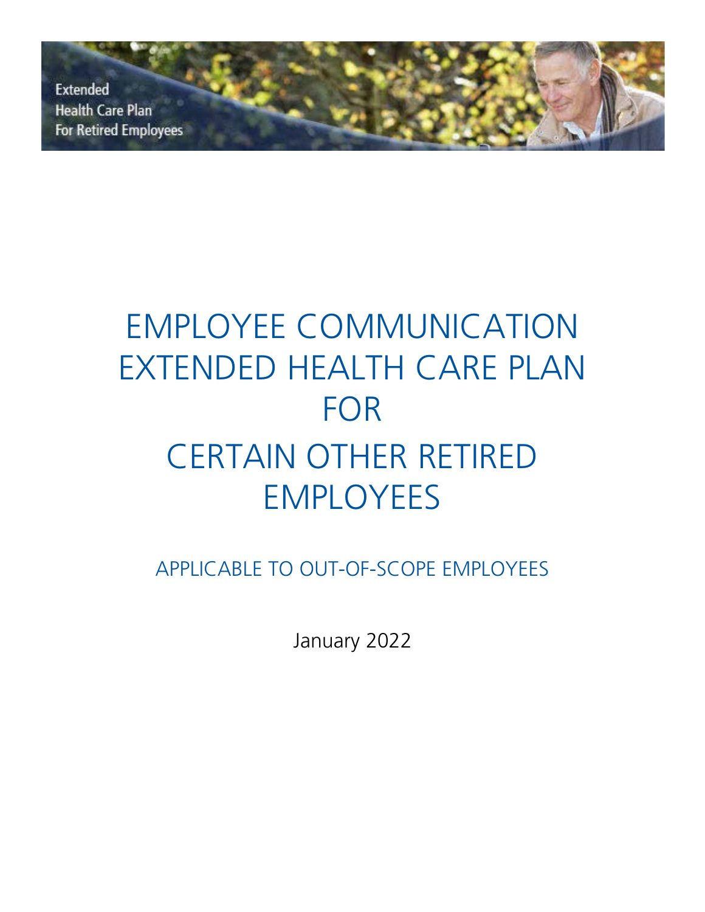Extended
Health Care Plan
For Retired Employees

# EMPLOYEE COMMUNICATION EXTENDED HEALTH CARE PLAN FOR CERTAIN OTHER RETIRED EMPLOYEES

## APPLICABLE TO OUT-OF-SCOPE EMPLOYEES

January 2022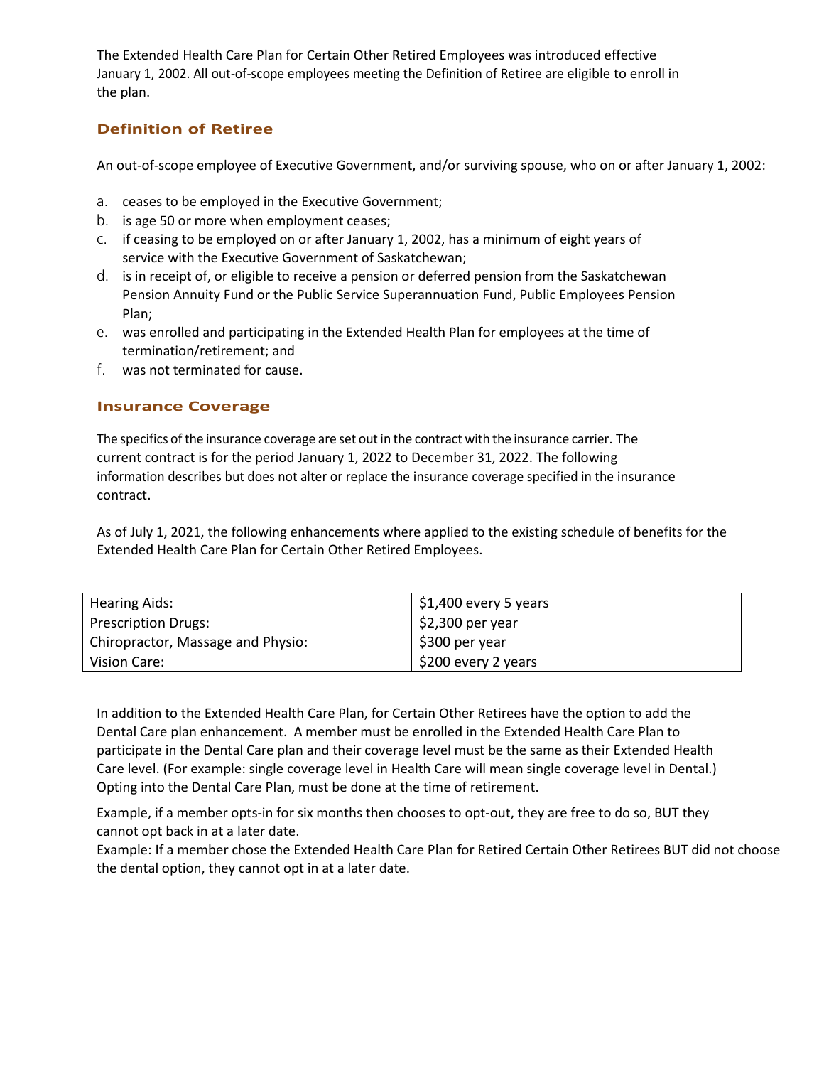The Extended Health Care Plan for Certain Other Retired Employees was introduced effective January 1, 2002. All out-of-scope employees meeting the Definition of Retiree are eligible to enroll in the plan.

### Definition of Retiree

An out-of-scope employee of Executive Government, and/or surviving spouse, who on or after January 1, 2002:

a. ceases to be employed in the Executive Government;
b. is age 50 or more when employment ceases;
c. if ceasing to be employed on or after January 1, 2002, has a minimum of eight years of service with the Executive Government of Saskatchewan;
d. is in receipt of, or eligible to receive a pension or deferred pension from the Saskatchewan Pension Annuity Fund or the Public Service Superannuation Fund, Public Employees Pension Plan;
e. was enrolled and participating in the Extended Health Plan for employees at the time of termination/retirement; and
f. was not terminated for cause.

### Insurance Coverage

The specifics of the insurance coverage are set out in the contract with the insurance carrier. The current contract is for the period January 1, 2022 to December 31, 2022. The following information describes but does not alter or replace the insurance coverage specified in the insurance contract.

As of July 1, 2021, the following enhancements where applied to the existing schedule of benefits for the Extended Health Care Plan for Certain Other Retired Employees.

| Hearing Aids: | $1,400 every 5 years |
|---|---|
| Prescription Drugs: | $2,300 per year |
| Chiropractor, Massage and Physio: | $300 per year |
| Vision Care: | $200 every 2 years |

In addition to the Extended Health Care Plan, for Certain Other Retirees have the option to add the Dental Care plan enhancement. A member must be enrolled in the Extended Health Care Plan to participate in the Dental Care plan and their coverage level must be the same as their Extended Health Care level. (For example: single coverage level in Health Care will mean single coverage level in Dental.) Opting into the Dental Care Plan, must be done at the time of retirement.

Example, if a member opts-in for six months then chooses to opt-out, they are free to do so, BUT they cannot opt back in at a later date.
Example: If a member chose the Extended Health Care Plan for Retired Certain Other Retirees BUT did not choose the dental option, they cannot opt in at a later date.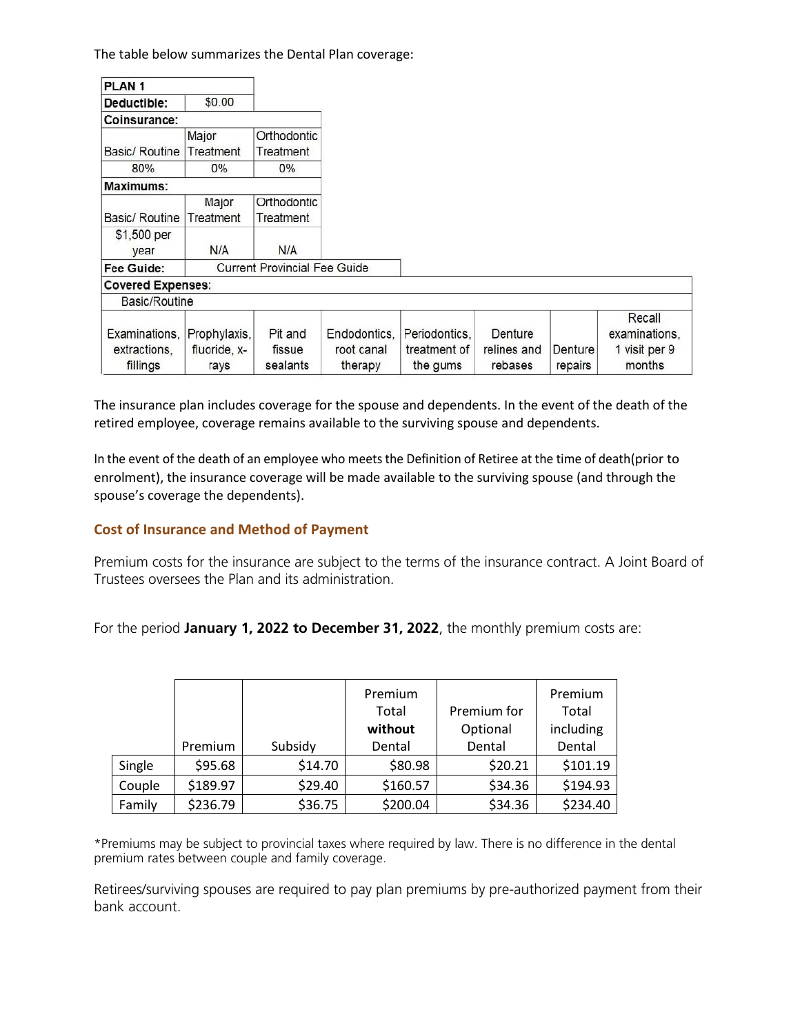The table below summarizes the Dental Plan coverage:

| PLAN 1 | | | | | | | |
|---|---|---|---|---|---|---|---|
| **Deductible:** | $0.00 | | | | | | |
| **Coinsurance:** | | | | | | | |
| Basic/ Routine | Major Treatment | Orthodontic Treatment | | | | | |
| 80% | 0% | 0% | | | | | |
| **Maximums:** | | | | | | | |
| Basic/ Routine | Major Treatment | Orthodontic Treatment | | | | | |
| $1,500 per year | N/A | N/A | | | | | |
| **Fee Guide:** | Current Provincial Fee Guide | | | | | | |
| **Covered Expenses:** | | | | | | | |
| Basic/Routine | | | | | | | |
| Examinations, extractions, fillings | Prophylaxis, fluoride, x-rays | Pit and fissue sealants | Endodontics, root canal therapy | Periodontics, treatment of the gums | Denture relines and rebases | Denture repairs | Recall examinations, 1 visit per 9 months |

The insurance plan includes coverage for the spouse and dependents. In the event of the death of the retired employee, coverage remains available to the surviving spouse and dependents.

In the event of the death of an employee who meets the Definition of Retiree at the time of death(prior to enrolment), the insurance coverage will be made available to the surviving spouse (and through the spouse's coverage the dependents).

## Cost of Insurance and Method of Payment

Premium costs for the insurance are subject to the terms of the insurance contract. A Joint Board of Trustees oversees the Plan and its administration.

For the period **January 1, 2022 to December 31, 2022**, the monthly premium costs are:

| | Premium | Subsidy | Premium Total **without** Dental | Premium for Optional Dental | Premium Total including Dental |
|---|---|---|---|---|---|
| Single | $95.68 | $14.70 | $80.98 | $20.21 | $101.19 |
| Couple | $189.97 | $29.40 | $160.57 | $34.36 | $194.93 |
| Family | $236.79 | $36.75 | $200.04 | $34.36 | $234.40 |

*Premiums may be subject to provincial taxes where required by law. There is no difference in the dental premium rates between couple and family coverage.

Retirees/surviving spouses are required to pay plan premiums by pre-authorized payment from their bank account.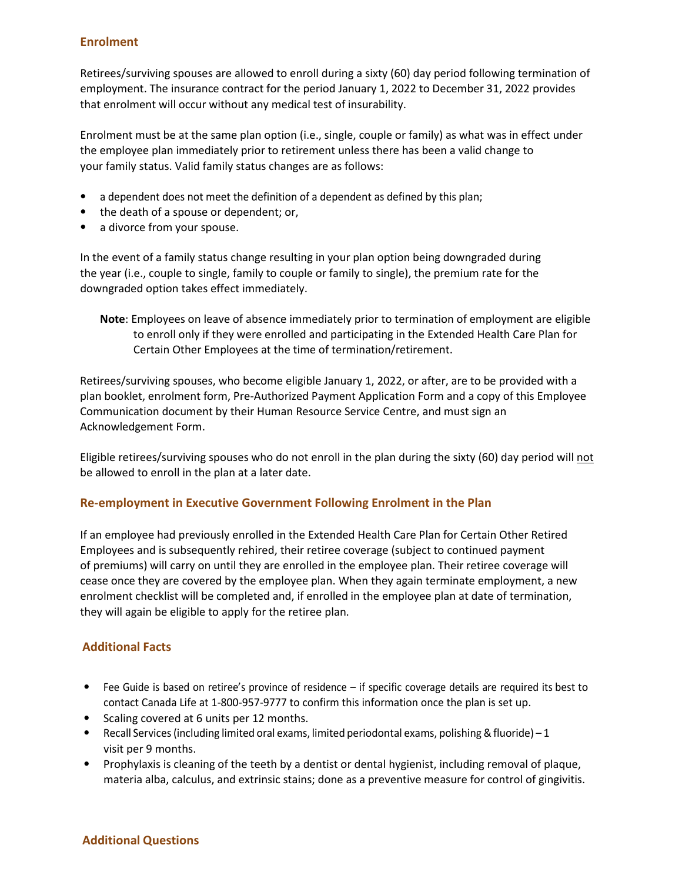## Enrolment

Retirees/surviving spouses are allowed to enroll during a sixty (60) day period following termination of employment. The insurance contract for the period January 1, 2022 to December 31, 2022 provides that enrolment will occur without any medical test of insurability.

Enrolment must be at the same plan option (i.e., single, couple or family) as what was in effect under the employee plan immediately prior to retirement unless there has been a valid change to your family status. Valid family status changes are as follows:

- a dependent does not meet the definition of a dependent as defined by this plan;
- the death of a spouse or dependent; or,
- a divorce from your spouse.

In the event of a family status change resulting in your plan option being downgraded during the year (i.e., couple to single, family to couple or family to single), the premium rate for the downgraded option takes effect immediately.

> **Note**: Employees on leave of absence immediately prior to termination of employment are eligible to enroll only if they were enrolled and participating in the Extended Health Care Plan for Certain Other Employees at the time of termination/retirement.

Retirees/surviving spouses, who become eligible January 1, 2022, or after, are to be provided with a plan booklet, enrolment form, Pre-Authorized Payment Application Form and a copy of this Employee Communication document by their Human Resource Service Centre, and must sign an Acknowledgement Form.

Eligible retirees/surviving spouses who do not enroll in the plan during the sixty (60) day period will <u>not</u> be allowed to enroll in the plan at a later date.

## Re-employment in Executive Government Following Enrolment in the Plan

If an employee had previously enrolled in the Extended Health Care Plan for Certain Other Retired Employees and is subsequently rehired, their retiree coverage (subject to continued payment of premiums) will carry on until they are enrolled in the employee plan. Their retiree coverage will cease once they are covered by the employee plan. When they again terminate employment, a new enrolment checklist will be completed and, if enrolled in the employee plan at date of termination, they will again be eligible to apply for the retiree plan.

## Additional Facts

- Fee Guide is based on retiree's province of residence – if specific coverage details are required its best to contact Canada Life at 1-800-957-9777 to confirm this information once the plan is set up.
- Scaling covered at 6 units per 12 months.
- Recall Services (including limited oral exams, limited periodontal exams, polishing & fluoride) – 1 visit per 9 months.
- Prophylaxis is cleaning of the teeth by a dentist or dental hygienist, including removal of plaque, materia alba, calculus, and extrinsic stains; done as a preventive measure for control of gingivitis.

## Additional Questions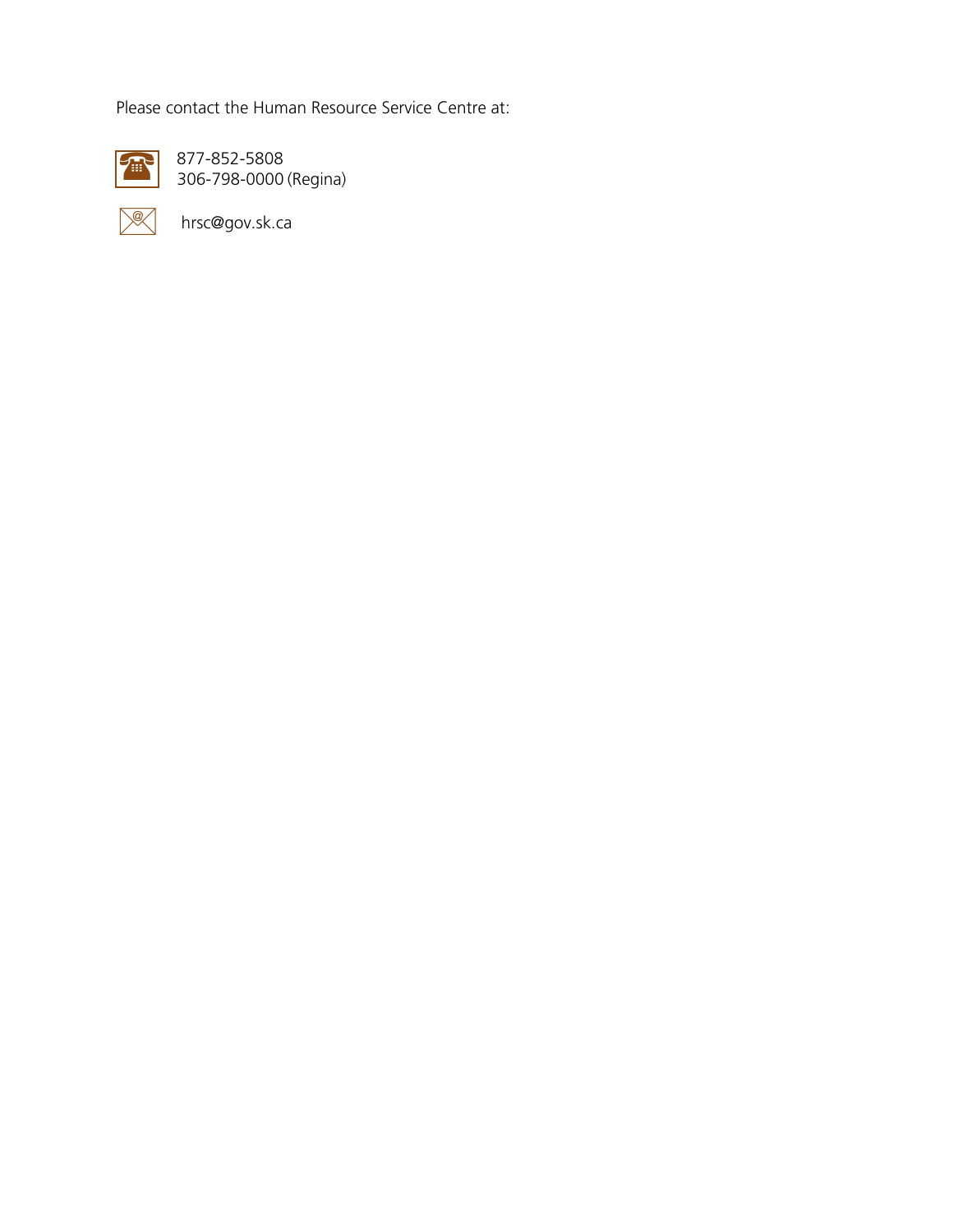Please contact the Human Resource Service Centre at:

877-852-5808
306-798-0000 (Regina)

hrsc@gov.sk.ca